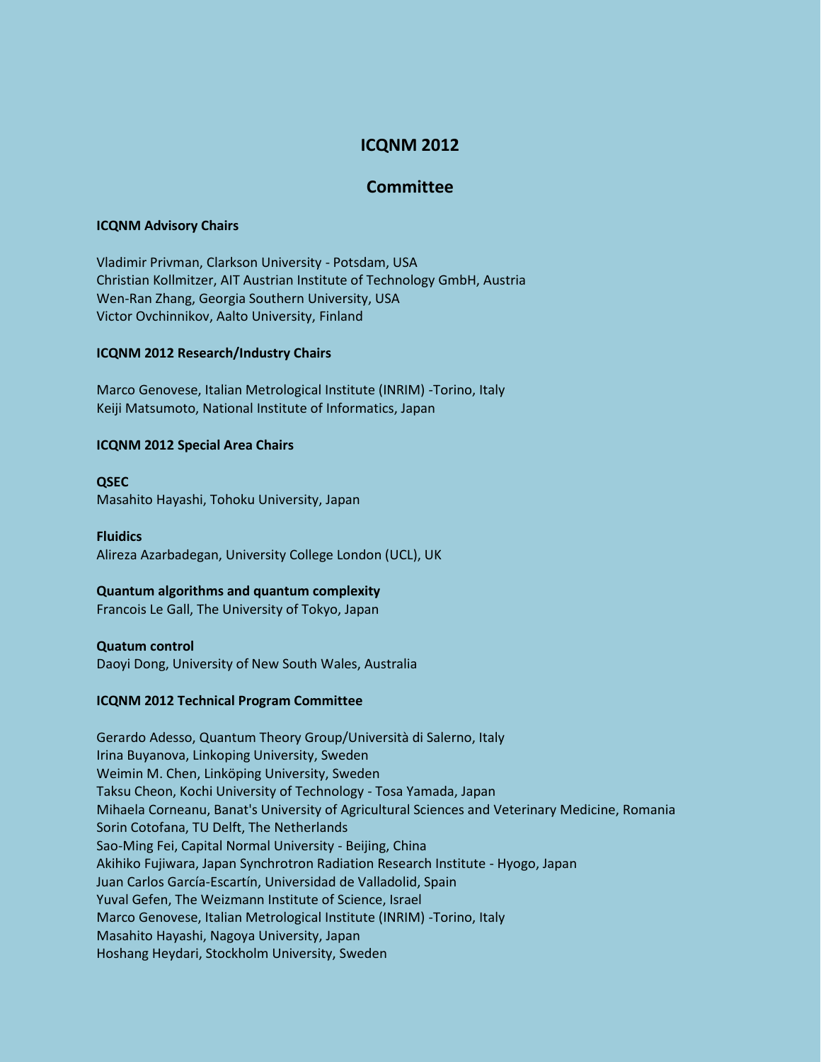# ICQNM 2012

## Committee

**ICQNM Advisory Chairs**

Vladimir Privman, Clarkson University - Potsdam, USA
Christian Kollmitzer, AIT Austrian Institute of Technology GmbH, Austria
Wen-Ran Zhang, Georgia Southern University, USA
Victor Ovchinnikov, Aalto University, Finland

**ICQNM 2012 Research/Industry Chairs**

Marco Genovese, Italian Metrological Institute (INRIM) -Torino, Italy
Keiji Matsumoto, National Institute of Informatics, Japan

**ICQNM 2012 Special Area Chairs**

**QSEC**
Masahito Hayashi, Tohoku University, Japan

**Fluidics**
Alireza Azarbadegan, University College London (UCL), UK

**Quantum algorithms and quantum complexity**
Francois Le Gall, The University of Tokyo, Japan

**Quatum control**
Daoyi Dong, University of New South Wales, Australia

**ICQNM 2012 Technical Program Committee**

Gerardo Adesso, Quantum Theory Group/Università di Salerno, Italy
Irina Buyanova, Linkoping University, Sweden
Weimin M. Chen, Linköping University, Sweden
Taksu Cheon, Kochi University of Technology - Tosa Yamada, Japan
Mihaela Corneanu, Banat's University of Agricultural Sciences and Veterinary Medicine, Romania
Sorin Cotofana, TU Delft, The Netherlands
Sao-Ming Fei, Capital Normal University - Beijing, China
Akihiko Fujiwara, Japan Synchrotron Radiation Research Institute - Hyogo, Japan
Juan Carlos García-Escartín, Universidad de Valladolid, Spain
Yuval Gefen, The Weizmann Institute of Science, Israel
Marco Genovese, Italian Metrological Institute (INRIM) -Torino, Italy
Masahito Hayashi, Nagoya University, Japan
Hoshang Heydari, Stockholm University, Sweden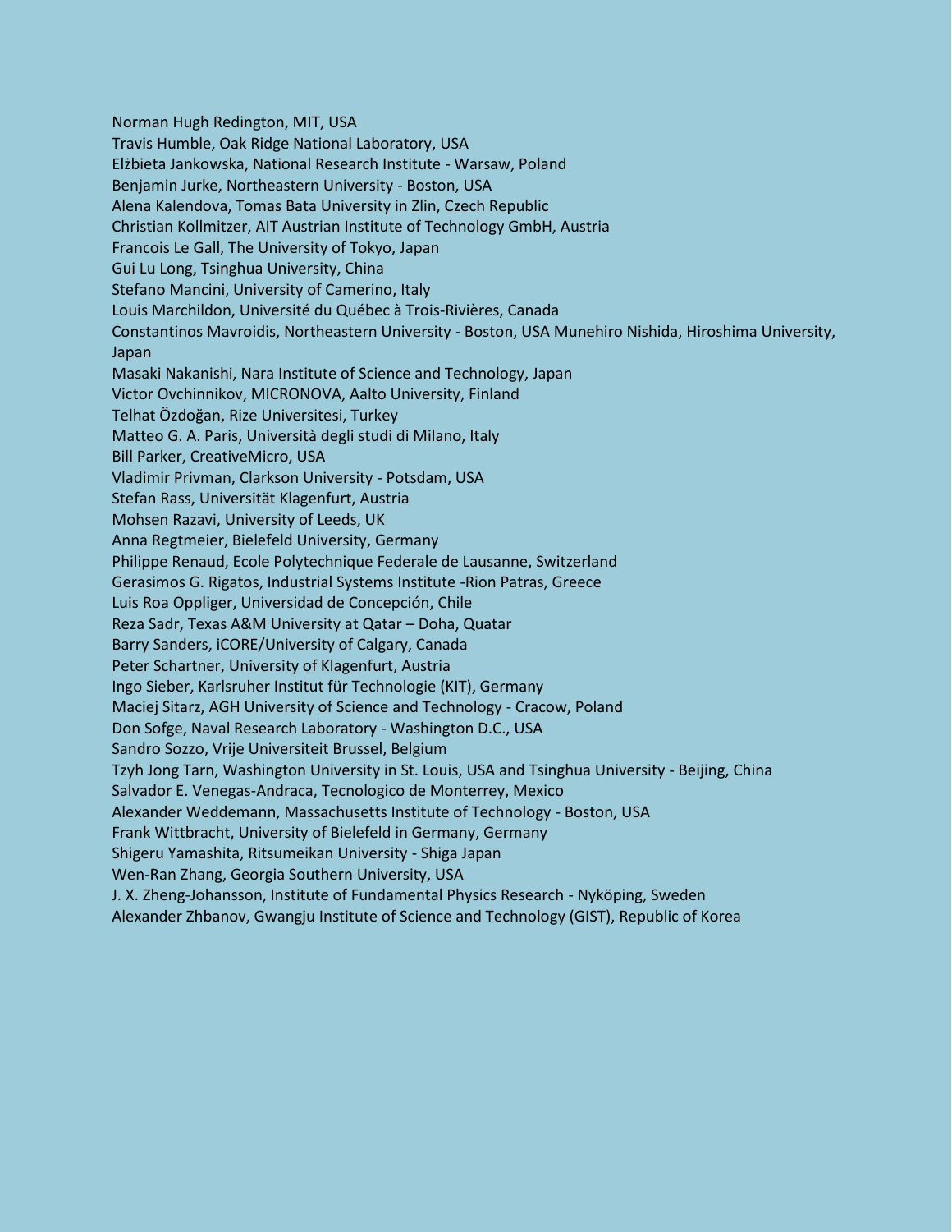Norman Hugh Redington, MIT, USA
Travis Humble, Oak Ridge National Laboratory, USA
Elżbieta Jankowska, National Research Institute - Warsaw, Poland
Benjamin Jurke, Northeastern University - Boston, USA
Alena Kalendova, Tomas Bata University in Zlin, Czech Republic
Christian Kollmitzer, AIT Austrian Institute of Technology GmbH, Austria
Francois Le Gall, The University of Tokyo, Japan
Gui Lu Long, Tsinghua University, China
Stefano Mancini, University of Camerino, Italy
Louis Marchildon, Université du Québec à Trois-Rivières, Canada
Constantinos Mavroidis, Northeastern University - Boston, USA Munehiro Nishida, Hiroshima University, Japan
Masaki Nakanishi, Nara Institute of Science and Technology, Japan
Victor Ovchinnikov, MICRONOVA, Aalto University, Finland
Telhat Özdoğan, Rize Universitesi, Turkey
Matteo G. A. Paris, Università degli studi di Milano, Italy
Bill Parker, CreativeMicro, USA
Vladimir Privman, Clarkson University - Potsdam, USA
Stefan Rass, Universität Klagenfurt, Austria
Mohsen Razavi, University of Leeds, UK
Anna Regtmeier, Bielefeld University, Germany
Philippe Renaud, Ecole Polytechnique Federale de Lausanne, Switzerland
Gerasimos G. Rigatos, Industrial Systems Institute -Rion Patras, Greece
Luis Roa Oppliger, Universidad de Concepción, Chile
Reza Sadr, Texas A&M University at Qatar – Doha, Quatar
Barry Sanders, iCORE/University of Calgary, Canada
Peter Schartner, University of Klagenfurt, Austria
Ingo Sieber, Karlsruher Institut für Technologie (KIT), Germany
Maciej Sitarz, AGH University of Science and Technology - Cracow, Poland
Don Sofge, Naval Research Laboratory - Washington D.C., USA
Sandro Sozzo, Vrije Universiteit Brussel, Belgium
Tzyh Jong Tarn, Washington University in St. Louis, USA and Tsinghua University - Beijing, China
Salvador E. Venegas-Andraca, Tecnologico de Monterrey, Mexico
Alexander Weddemann, Massachusetts Institute of Technology - Boston, USA
Frank Wittbracht, University of Bielefeld in Germany, Germany
Shigeru Yamashita, Ritsumeikan University - Shiga Japan
Wen-Ran Zhang, Georgia Southern University, USA
J. X. Zheng-Johansson, Institute of Fundamental Physics Research - Nyköping, Sweden
Alexander Zhbanov, Gwangju Institute of Science and Technology (GIST), Republic of Korea